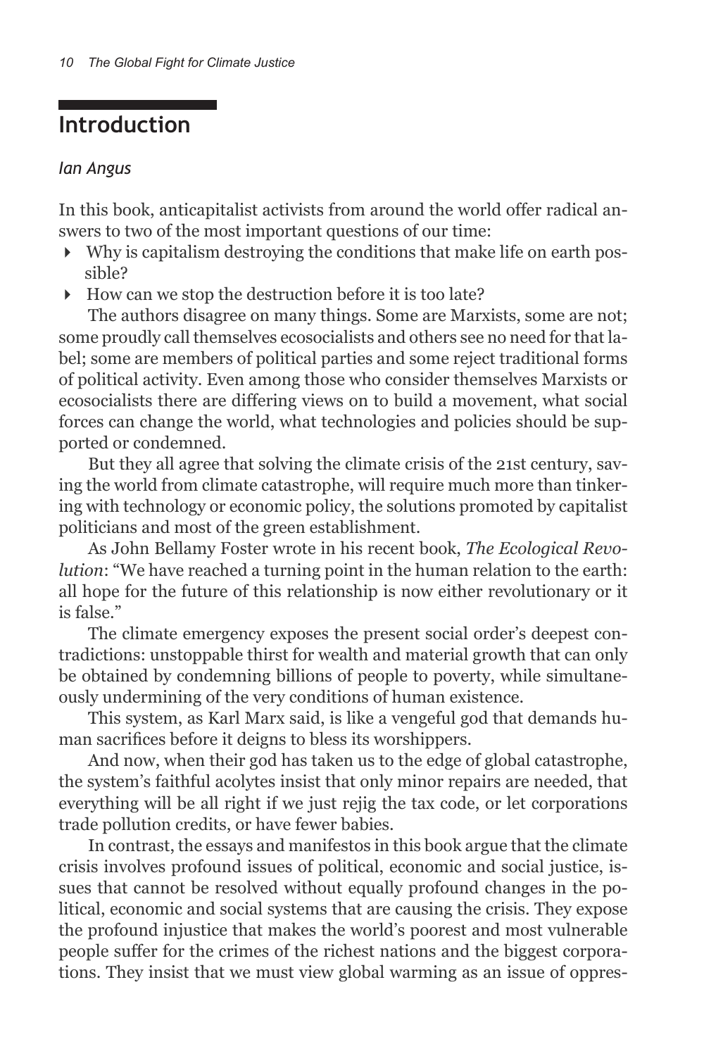## Introduction

*Ian Angus*

In this book, anticapitalist activists from around the world offer radical answers to two of the most important questions of our time:

- Why is capitalism destroying the conditions that make life on earth possible?
- How can we stop the destruction before it is too late?

The authors disagree on many things. Some are Marxists, some are not; some proudly call themselves ecosocialists and others see no need for that label; some are members of political parties and some reject traditional forms of political activity. Even among those who consider themselves Marxists or ecosocialists there are differing views on to build a movement, what social forces can change the world, what technologies and policies should be supported or condemned.

But they all agree that solving the climate crisis of the 21st century, saving the world from climate catastrophe, will require much more than tinkering with technology or economic policy, the solutions promoted by capitalist politicians and most of the green establishment.

As John Bellamy Foster wrote in his recent book, *The Ecological Revolution*: "We have reached a turning point in the human relation to the earth: all hope for the future of this relationship is now either revolutionary or it is false."

The climate emergency exposes the present social order's deepest contradictions: unstoppable thirst for wealth and material growth that can only be obtained by condemning billions of people to poverty, while simultaneously undermining of the very conditions of human existence.

This system, as Karl Marx said, is like a vengeful god that demands human sacrifices before it deigns to bless its worshippers.

And now, when their god has taken us to the edge of global catastrophe, the system's faithful acolytes insist that only minor repairs are needed, that everything will be all right if we just rejig the tax code, or let corporations trade pollution credits, or have fewer babies.

In contrast, the essays and manifestos in this book argue that the climate crisis involves profound issues of political, economic and social justice, issues that cannot be resolved without equally profound changes in the political, economic and social systems that are causing the crisis. They expose the profound injustice that makes the world's poorest and most vulnerable people suffer for the crimes of the richest nations and the biggest corporations. They insist that we must view global warming as an issue of oppres-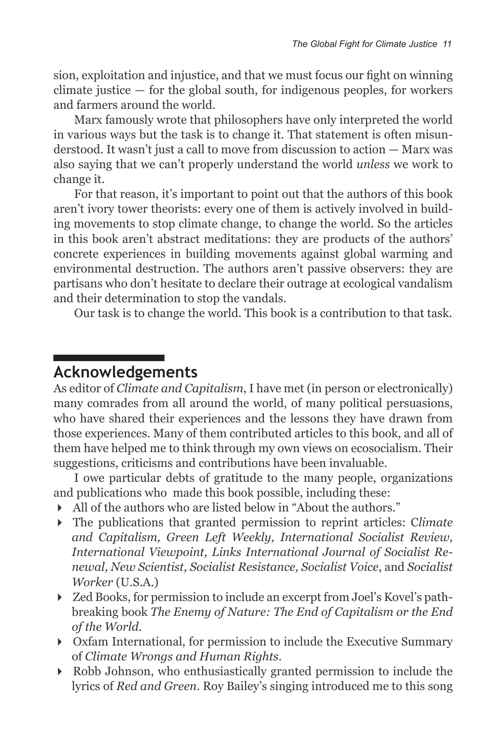sion, exploitation and injustice, and that we must focus our fight on winning climate justice — for the global south, for indigenous peoples, for workers and farmers around the world.

Marx famously wrote that philosophers have only interpreted the world in various ways but the task is to change it. That statement is often misunderstood. It wasn't just a call to move from discussion to action — Marx was also saying that we can't properly understand the world *unless* we work to change it.

For that reason, it's important to point out that the authors of this book aren't ivory tower theorists: every one of them is actively involved in building movements to stop climate change, to change the world. So the articles in this book aren't abstract meditations: they are products of the authors' concrete experiences in building movements against global warming and environmental destruction. The authors aren't passive observers: they are partisans who don't hesitate to declare their outrage at ecological vandalism and their determination to stop the vandals.

Our task is to change the world. This book is a contribution to that task.

## Acknowledgements

As editor of *Climate and Capitalism*, I have met (in person or electronically) many comrades from all around the world, of many political persuasions, who have shared their experiences and the lessons they have drawn from those experiences. Many of them contributed articles to this book, and all of them have helped me to think through my own views on ecosocialism. Their suggestions, criticisms and contributions have been invaluable.

I owe particular debts of gratitude to the many people, organizations and publications who made this book possible, including these:

- All of the authors who are listed below in "About the authors."
- The publications that granted permission to reprint articles: *Climate and Capitalism, Green Left Weekly, International Socialist Review, International Viewpoint, Links International Journal of Socialist Renewal, New Scientist, Socialist Resistance, Socialist Voice*, and *Socialist Worker* (U.S.A.)
- Zed Books, for permission to include an excerpt from Joel's Kovel's pathbreaking book *The Enemy of Nature: The End of Capitalism or the End of the World.*
- Oxfam International, for permission to include the Executive Summary of *Climate Wrongs and Human Rights.*
- Robb Johnson, who enthusiastically granted permission to include the lyrics of *Red and Green.* Roy Bailey's singing introduced me to this song